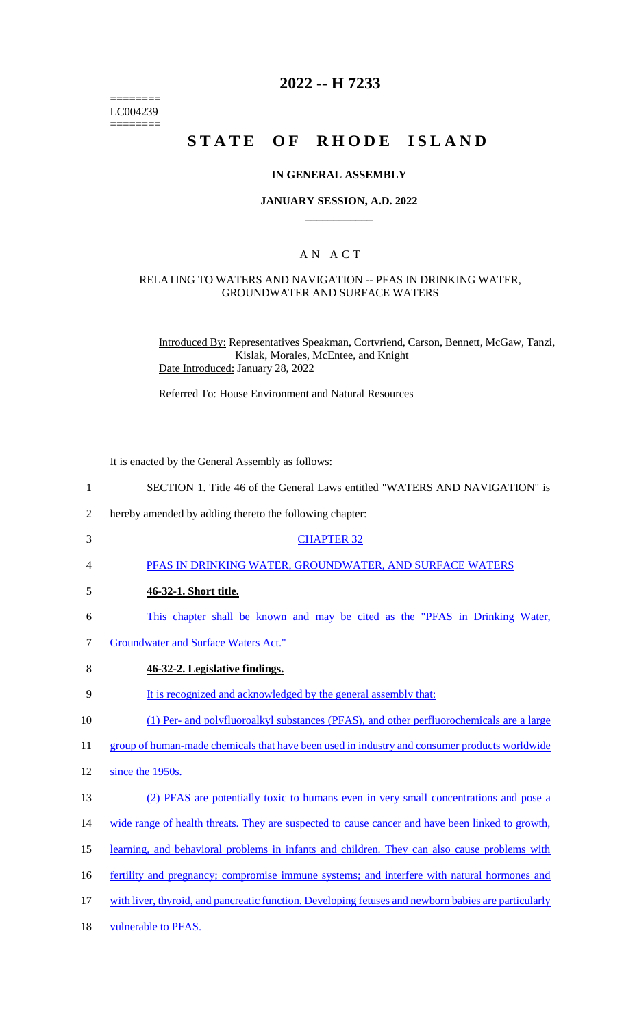========
LC004239
========

# 2022 -- H 7233

# STATE OF RHODE ISLAND

## IN GENERAL ASSEMBLY

### JANUARY SESSION, A.D. 2022

### A N A C T

#### RELATING TO WATERS AND NAVIGATION -- PFAS IN DRINKING WATER, GROUNDWATER AND SURFACE WATERS

Introduced By: Representatives Speakman, Cortvriend, Carson, Bennett, McGaw, Tanzi, Kislak, Morales, McEntee, and Knight
Date Introduced: January 28, 2022

Referred To: House Environment and Natural Resources

It is enacted by the General Assembly as follows:

1 SECTION 1. Title 46 of the General Laws entitled "WATERS AND NAVIGATION" is
2 hereby amended by adding thereto the following chapter:

3 CHAPTER 32

4 PFAS IN DRINKING WATER, GROUNDWATER, AND SURFACE WATERS

5 **46-32-1. Short title.**

6 This chapter shall be known and may be cited as the "PFAS in Drinking Water,
7 Groundwater and Surface Waters Act."

8 **46-32-2. Legislative findings.**

9 It is recognized and acknowledged by the general assembly that:

10 (1) Per- and polyfluoroalkyl substances (PFAS), and other perfluorochemicals are a large
11 group of human-made chemicals that have been used in industry and consumer products worldwide
12 since the 1950s.

13 (2) PFAS are potentially toxic to humans even in very small concentrations and pose a
14 wide range of health threats. They are suspected to cause cancer and have been linked to growth,
15 learning, and behavioral problems in infants and children. They can also cause problems with
16 fertility and pregnancy; compromise immune systems; and interfere with natural hormones and
17 with liver, thyroid, and pancreatic function. Developing fetuses and newborn babies are particularly
18 vulnerable to PFAS.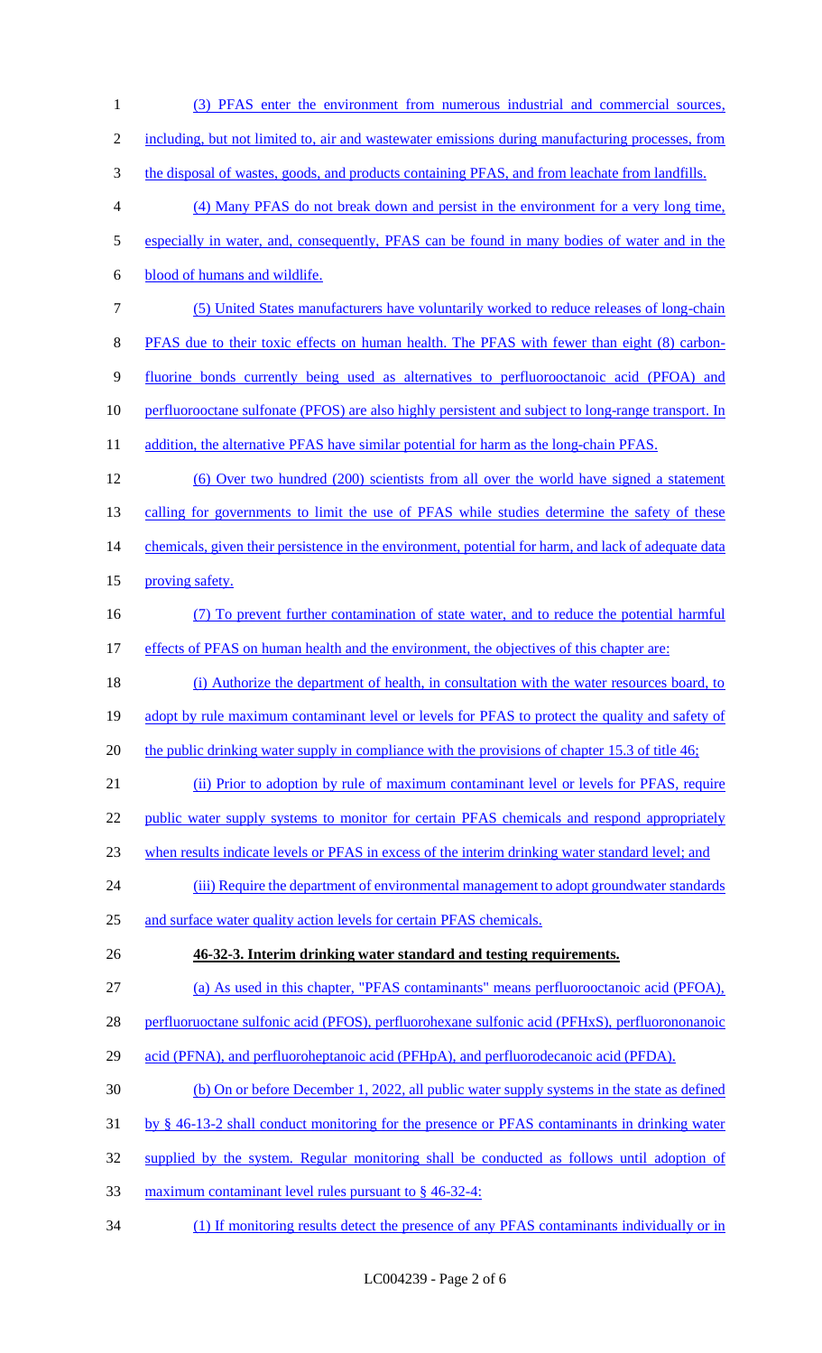(3) PFAS enter the environment from numerous industrial and commercial sources, including, but not limited to, air and wastewater emissions during manufacturing processes, from the disposal of wastes, goods, and products containing PFAS, and from leachate from landfills.

(4) Many PFAS do not break down and persist in the environment for a very long time, especially in water, and, consequently, PFAS can be found in many bodies of water and in the blood of humans and wildlife.

(5) United States manufacturers have voluntarily worked to reduce releases of long-chain PFAS due to their toxic effects on human health. The PFAS with fewer than eight (8) carbon-fluorine bonds currently being used as alternatives to perfluorooctanoic acid (PFOA) and perfluorooctane sulfonate (PFOS) are also highly persistent and subject to long-range transport. In addition, the alternative PFAS have similar potential for harm as the long-chain PFAS.

(6) Over two hundred (200) scientists from all over the world have signed a statement calling for governments to limit the use of PFAS while studies determine the safety of these chemicals, given their persistence in the environment, potential for harm, and lack of adequate data proving safety.

(7) To prevent further contamination of state water, and to reduce the potential harmful effects of PFAS on human health and the environment, the objectives of this chapter are:

(i) Authorize the department of health, in consultation with the water resources board, to adopt by rule maximum contaminant level or levels for PFAS to protect the quality and safety of the public drinking water supply in compliance with the provisions of chapter 15.3 of title 46;

(ii) Prior to adoption by rule of maximum contaminant level or levels for PFAS, require public water supply systems to monitor for certain PFAS chemicals and respond appropriately when results indicate levels or PFAS in excess of the interim drinking water standard level; and

(iii) Require the department of environmental management to adopt groundwater standards and surface water quality action levels for certain PFAS chemicals.

**46-32-3. Interim drinking water standard and testing requirements.**

(a) As used in this chapter, "PFAS contaminants" means perfluorooctanoic acid (PFOA), perfluoruoctane sulfonic acid (PFOS), perfluorohexane sulfonic acid (PFHxS), perfluorononanoic acid (PFNA), and perfluoroheptanoic acid (PFHpA), and perfluorodecanoic acid (PFDA).

(b) On or before December 1, 2022, all public water supply systems in the state as defined by § 46-13-2 shall conduct monitoring for the presence or PFAS contaminants in drinking water supplied by the system. Regular monitoring shall be conducted as follows until adoption of maximum contaminant level rules pursuant to § 46-32-4:

(1) If monitoring results detect the presence of any PFAS contaminants individually or in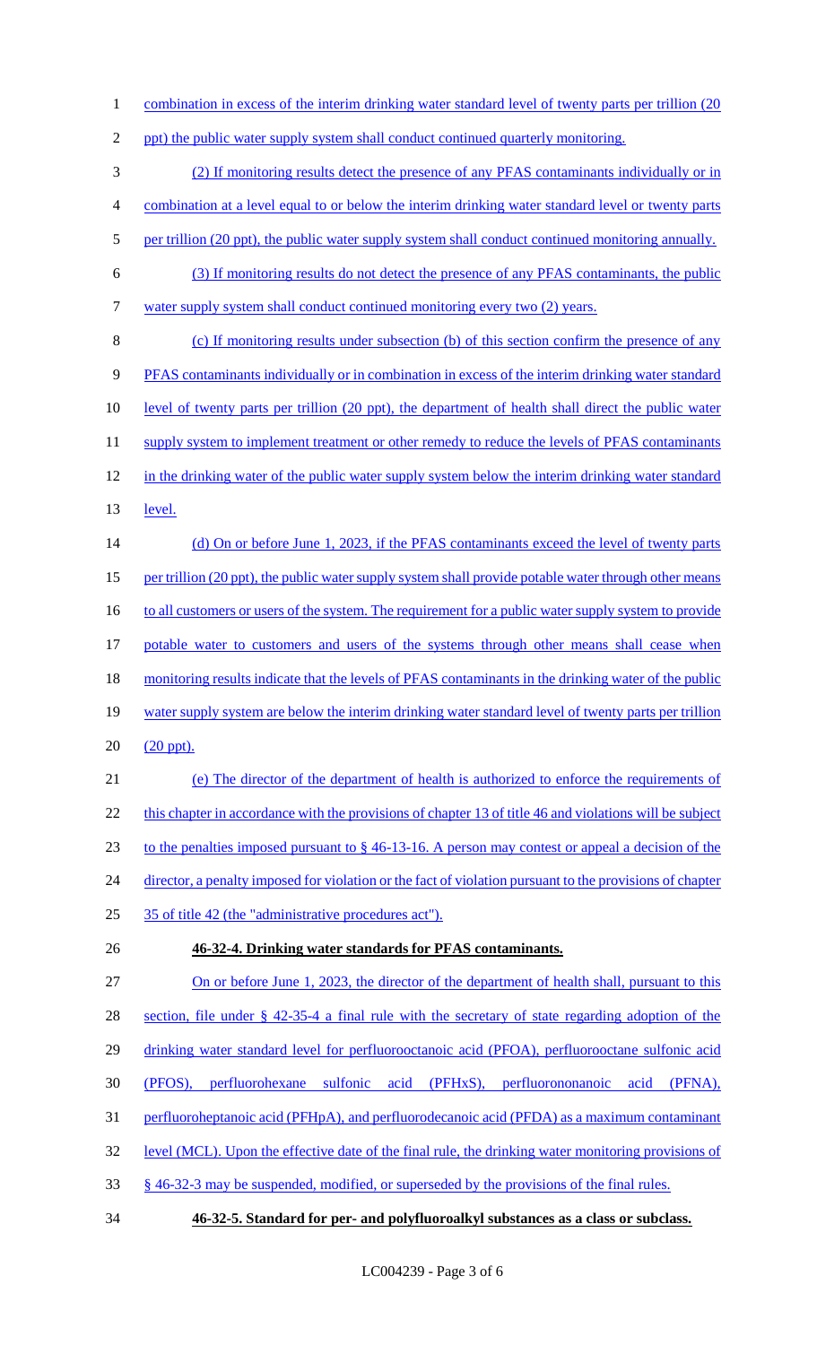combination in excess of the interim drinking water standard level of twenty parts per trillion (20 ppt) the public water supply system shall conduct continued quarterly monitoring.

(2) If monitoring results detect the presence of any PFAS contaminants individually or in combination at a level equal to or below the interim drinking water standard level or twenty parts per trillion (20 ppt), the public water supply system shall conduct continued monitoring annually.

(3) If monitoring results do not detect the presence of any PFAS contaminants, the public water supply system shall conduct continued monitoring every two (2) years.

(c) If monitoring results under subsection (b) of this section confirm the presence of any PFAS contaminants individually or in combination in excess of the interim drinking water standard level of twenty parts per trillion (20 ppt), the department of health shall direct the public water supply system to implement treatment or other remedy to reduce the levels of PFAS contaminants in the drinking water of the public water supply system below the interim drinking water standard level.

(d) On or before June 1, 2023, if the PFAS contaminants exceed the level of twenty parts per trillion (20 ppt), the public water supply system shall provide potable water through other means to all customers or users of the system. The requirement for a public water supply system to provide potable water to customers and users of the systems through other means shall cease when monitoring results indicate that the levels of PFAS contaminants in the drinking water of the public water supply system are below the interim drinking water standard level of twenty parts per trillion (20 ppt).

(e) The director of the department of health is authorized to enforce the requirements of this chapter in accordance with the provisions of chapter 13 of title 46 and violations will be subject to the penalties imposed pursuant to § 46-13-16. A person may contest or appeal a decision of the director, a penalty imposed for violation or the fact of violation pursuant to the provisions of chapter 35 of title 42 (the "administrative procedures act").

**46-32-4. Drinking water standards for PFAS contaminants.**

On or before June 1, 2023, the director of the department of health shall, pursuant to this section, file under § 42-35-4 a final rule with the secretary of state regarding adoption of the drinking water standard level for perfluorooctanoic acid (PFOA), perfluorooctane sulfonic acid (PFOS), perfluorohexane sulfonic acid (PFHxS), perfluorononanoic acid (PFNA), perfluoroheptanoic acid (PFHpA), and perfluorodecanoic acid (PFDA) as a maximum contaminant level (MCL). Upon the effective date of the final rule, the drinking water monitoring provisions of § 46-32-3 may be suspended, modified, or superseded by the provisions of the final rules.

**46-32-5. Standard for per- and polyfluoroalkyl substances as a class or subclass.**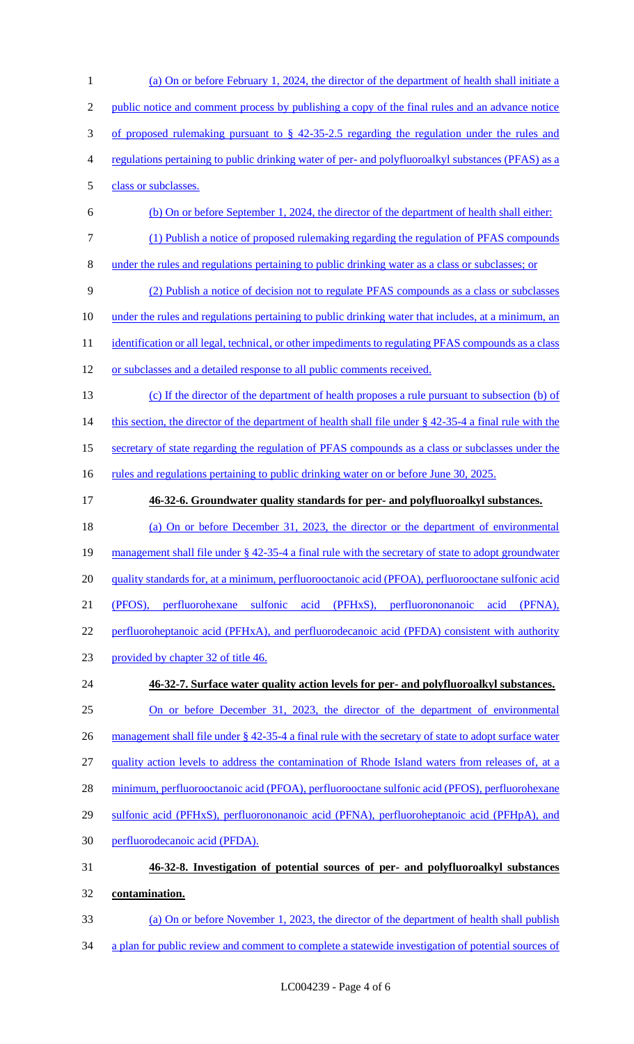(a) On or before February 1, 2024, the director of the department of health shall initiate a public notice and comment process by publishing a copy of the final rules and an advance notice of proposed rulemaking pursuant to § 42-35-2.5 regarding the regulation under the rules and regulations pertaining to public drinking water of per- and polyfluoroalkyl substances (PFAS) as a class or subclasses.

(b) On or before September 1, 2024, the director of the department of health shall either:

(1) Publish a notice of proposed rulemaking regarding the regulation of PFAS compounds under the rules and regulations pertaining to public drinking water as a class or subclasses; or

(2) Publish a notice of decision not to regulate PFAS compounds as a class or subclasses under the rules and regulations pertaining to public drinking water that includes, at a minimum, an identification or all legal, technical, or other impediments to regulating PFAS compounds as a class or subclasses and a detailed response to all public comments received.

(c) If the director of the department of health proposes a rule pursuant to subsection (b) of this section, the director of the department of health shall file under § 42-35-4 a final rule with the secretary of state regarding the regulation of PFAS compounds as a class or subclasses under the rules and regulations pertaining to public drinking water on or before June 30, 2025.

**46-32-6. Groundwater quality standards for per- and polyfluoroalkyl substances.**

(a) On or before December 31, 2023, the director or the department of environmental management shall file under § 42-35-4 a final rule with the secretary of state to adopt groundwater quality standards for, at a minimum, perfluorooctanoic acid (PFOA), perfluorooctane sulfonic acid (PFOS), perfluorohexane sulfonic acid (PFHxS), perfluorononanoic acid (PFNA), perfluoroheptanoic acid (PFHxA), and perfluorodecanoic acid (PFDA) consistent with authority provided by chapter 32 of title 46.

**46-32-7. Surface water quality action levels for per- and polyfluoroalkyl substances.**

On or before December 31, 2023, the director of the department of environmental management shall file under § 42-35-4 a final rule with the secretary of state to adopt surface water quality action levels to address the contamination of Rhode Island waters from releases of, at a minimum, perfluorooctanoic acid (PFOA), perfluorooctane sulfonic acid (PFOS), perfluorohexane sulfonic acid (PFHxS), perfluorononanoic acid (PFNA), perfluoroheptanoic acid (PFHpA), and perfluorodecanoic acid (PFDA).

**46-32-8. Investigation of potential sources of per- and polyfluoroalkyl substances contamination.**

(a) On or before November 1, 2023, the director of the department of health shall publish a plan for public review and comment to complete a statewide investigation of potential sources of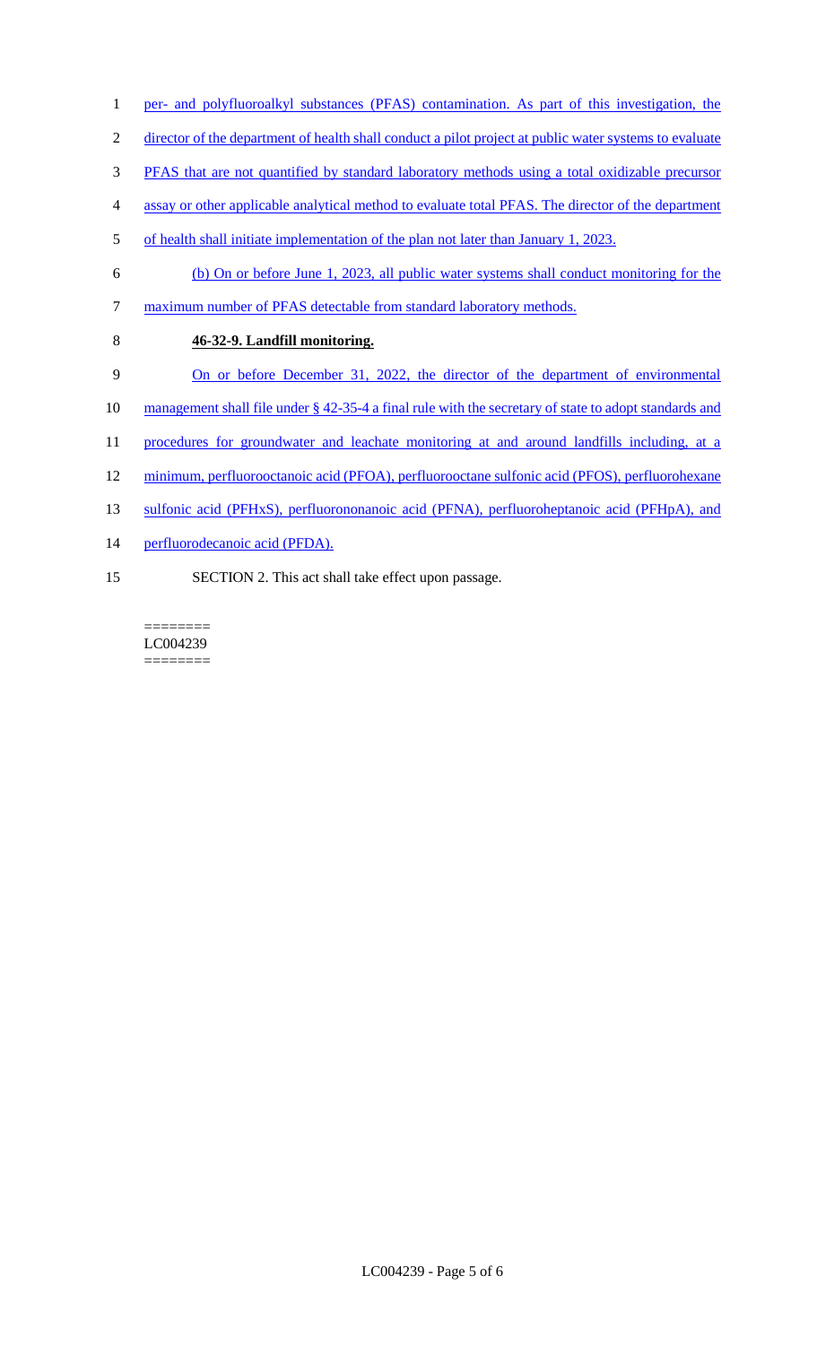per- and polyfluoroalkyl substances (PFAS) contamination. As part of this investigation, the director of the department of health shall conduct a pilot project at public water systems to evaluate PFAS that are not quantified by standard laboratory methods using a total oxidizable precursor assay or other applicable analytical method to evaluate total PFAS. The director of the department of health shall initiate implementation of the plan not later than January 1, 2023.

(b) On or before June 1, 2023, all public water systems shall conduct monitoring for the maximum number of PFAS detectable from standard laboratory methods.

**46-32-9. Landfill monitoring.**

On or before December 31, 2022, the director of the department of environmental management shall file under § 42-35-4 a final rule with the secretary of state to adopt standards and procedures for groundwater and leachate monitoring at and around landfills including, at a minimum, perfluorooctanoic acid (PFOA), perfluorooctane sulfonic acid (PFOS), perfluorohexane sulfonic acid (PFHxS), perfluorononanoic acid (PFNA), perfluoroheptanoic acid (PFHpA), and perfluorodecanoic acid (PFDA).

SECTION 2. This act shall take effect upon passage.

========
LC004239
========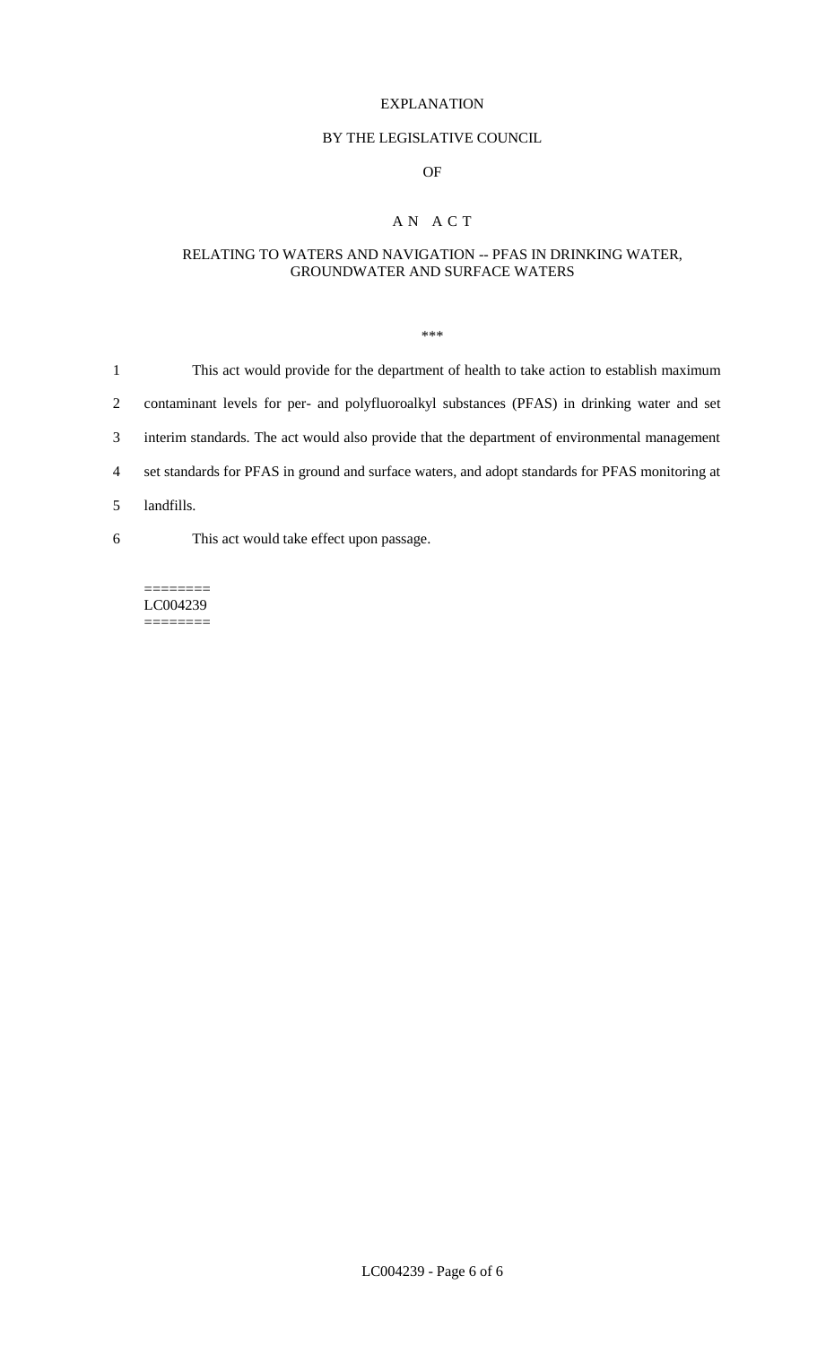EXPLANATION

BY THE LEGISLATIVE COUNCIL

OF

# A N A C T

RELATING TO WATERS AND NAVIGATION -- PFAS IN DRINKING WATER, GROUNDWATER AND SURFACE WATERS

***

This act would provide for the department of health to take action to establish maximum contaminant levels for per- and polyfluoroalkyl substances (PFAS) in drinking water and set interim standards. The act would also provide that the department of environmental management set standards for PFAS in ground and surface waters, and adopt standards for PFAS monitoring at landfills.

This act would take effect upon passage.

========
LC004239
========